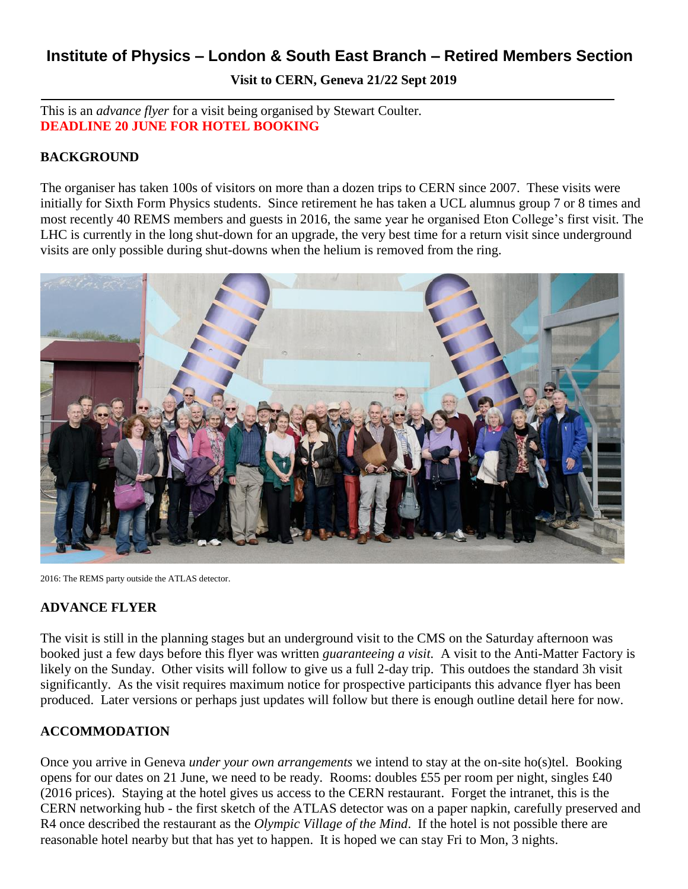# Institute of Physics – London & South East Branch – Retired Members Section

**Visit to CERN, Geneva 21/22 Sept 2019**

This is an *advance flyer* for a visit being organised by Stewart Coulter.
**DEADLINE 20 JUNE FOR HOTEL BOOKING**

## BACKGROUND

The organiser has taken 100s of visitors on more than a dozen trips to CERN since 2007. These visits were initially for Sixth Form Physics students. Since retirement he has taken a UCL alumnus group 7 or 8 times and most recently 40 REMS members and guests in 2016, the same year he organised Eton College's first visit. The LHC is currently in the long shut-down for an upgrade, the very best time for a return visit since underground visits are only possible during shut-downs when the helium is removed from the ring.

2016: The REMS party outside the ATLAS detector.

## ADVANCE FLYER

The visit is still in the planning stages but an underground visit to the CMS on the Saturday afternoon was booked just a few days before this flyer was written *guaranteeing a visit*. A visit to the Anti-Matter Factory is likely on the Sunday. Other visits will follow to give us a full 2-day trip. This outdoes the standard 3h visit significantly. As the visit requires maximum notice for prospective participants this advance flyer has been produced. Later versions or perhaps just updates will follow but there is enough outline detail here for now.

## ACCOMMODATION

Once you arrive in Geneva *under your own arrangements* we intend to stay at the on-site ho(s)tel. Booking opens for our dates on 21 June, we need to be ready. Rooms: doubles £55 per room per night, singles £40 (2016 prices). Staying at the hotel gives us access to the CERN restaurant. Forget the intranet, this is the CERN networking hub - the first sketch of the ATLAS detector was on a paper napkin, carefully preserved and R4 once described the restaurant as the *Olympic Village of the Mind*. If the hotel is not possible there are reasonable hotel nearby but that has yet to happen. It is hoped we can stay Fri to Mon, 3 nights.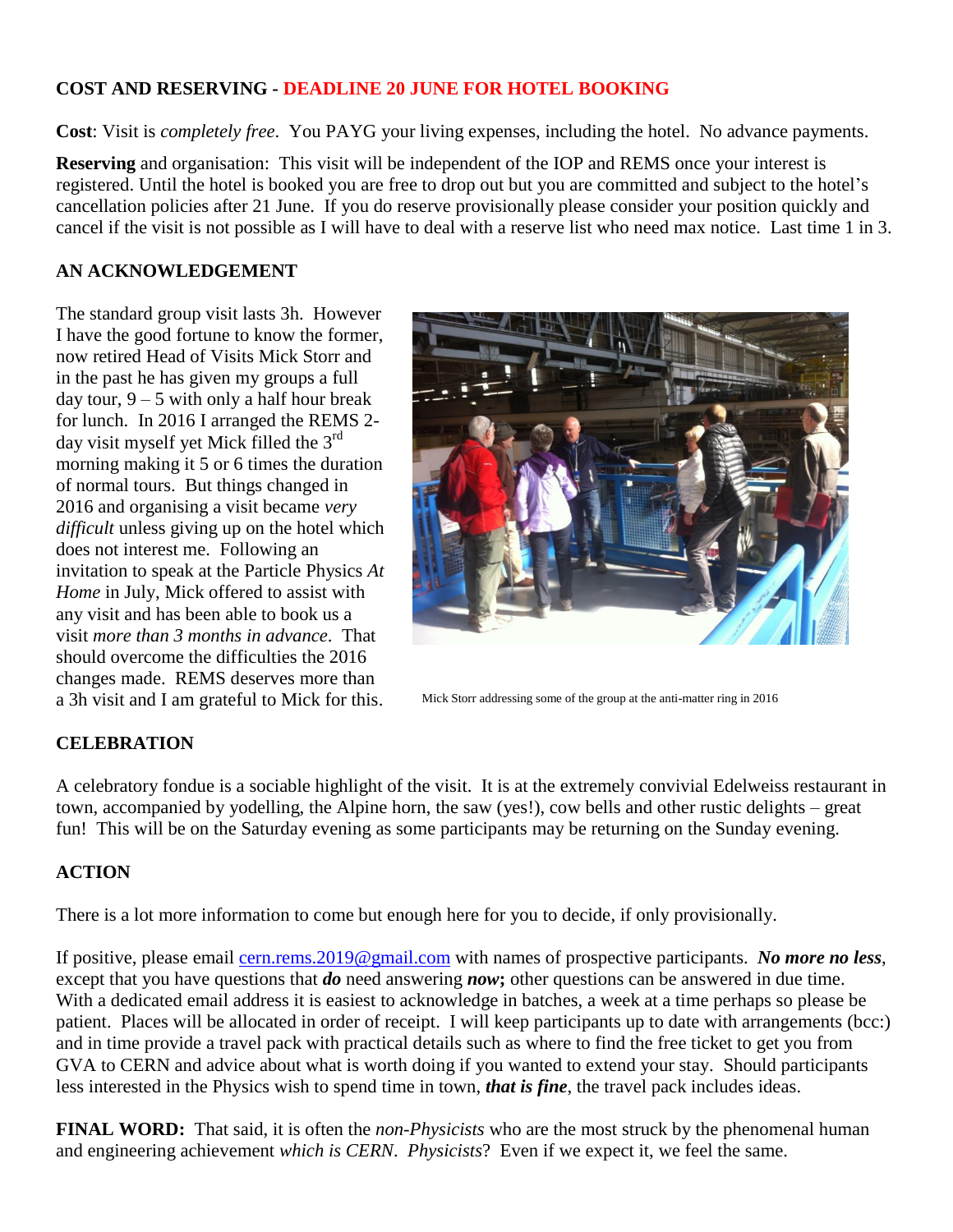## COST AND RESERVING - DEADLINE 20 JUNE FOR HOTEL BOOKING

**Cost**: Visit is *completely free*. You PAYG your living expenses, including the hotel. No advance payments.

**Reserving** and organisation: This visit will be independent of the IOP and REMS once your interest is registered. Until the hotel is booked you are free to drop out but you are committed and subject to the hotel's cancellation policies after 21 June. If you do reserve provisionally please consider your position quickly and cancel if the visit is not possible as I will have to deal with a reserve list who need max notice. Last time 1 in 3.

## AN ACKNOWLEDGEMENT

The standard group visit lasts 3h. However I have the good fortune to know the former, now retired Head of Visits Mick Storr and in the past he has given my groups a full day tour, 9 – 5 with only a half hour break for lunch. In 2016 I arranged the REMS 2-day visit myself yet Mick filled the 3rd morning making it 5 or 6 times the duration of normal tours. But things changed in 2016 and organising a visit became *very difficult* unless giving up on the hotel which does not interest me. Following an invitation to speak at the Particle Physics *At Home* in July, Mick offered to assist with any visit and has been able to book us a visit *more than 3 months in advance*. That should overcome the difficulties the 2016 changes made. REMS deserves more than a 3h visit and I am grateful to Mick for this.

Mick Storr addressing some of the group at the anti-matter ring in 2016

## CELEBRATION

A celebratory fondue is a sociable highlight of the visit. It is at the extremely convivial Edelweiss restaurant in town, accompanied by yodelling, the Alpine horn, the saw (yes!), cow bells and other rustic delights – great fun! This will be on the Saturday evening as some participants may be returning on the Sunday evening.

## ACTION

There is a lot more information to come but enough here for you to decide, if only provisionally.

If positive, please email cern.rems.2019@gmail.com with names of prospective participants. ***No more no less***, except that you have questions that ***do*** need answering ***now*;** other questions can be answered in due time. With a dedicated email address it is easiest to acknowledge in batches, a week at a time perhaps so please be patient. Places will be allocated in order of receipt. I will keep participants up to date with arrangements (bcc:) and in time provide a travel pack with practical details such as where to find the free ticket to get you from GVA to CERN and advice about what is worth doing if you wanted to extend your stay. Should participants less interested in the Physics wish to spend time in town, ***that is fine***, the travel pack includes ideas.

**FINAL WORD:** That said, it is often the *non-Physicists* who are the most struck by the phenomenal human and engineering achievement *which is CERN*. *Physicists*? Even if we expect it, we feel the same.